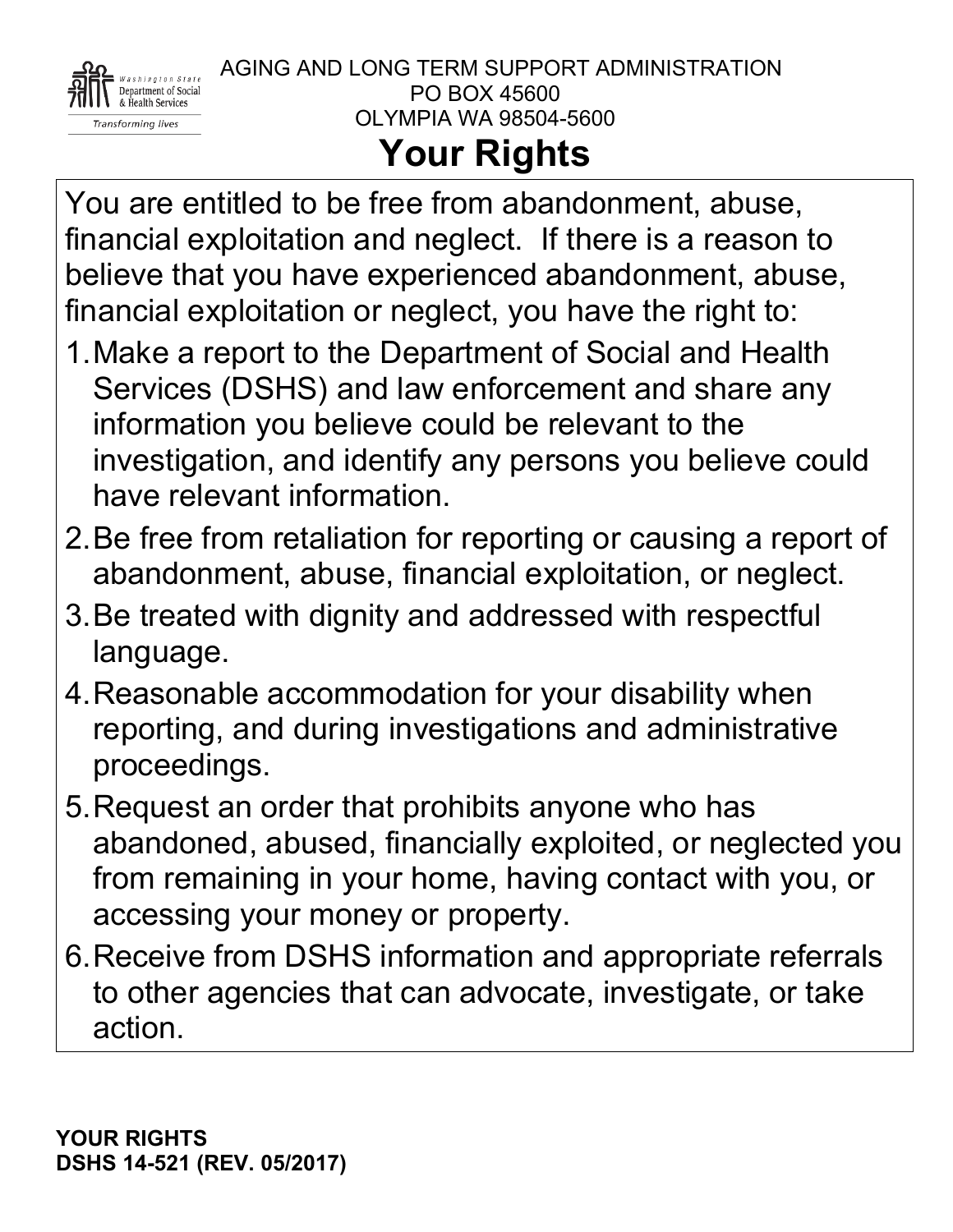AGING AND LONG TERM SUPPORT ADMINISTRATION
PO BOX 45600
OLYMPIA WA 98504-5600

# Your Rights

You are entitled to be free from abandonment, abuse, financial exploitation and neglect. If there is a reason to believe that you have experienced abandonment, abuse, financial exploitation or neglect, you have the right to:

1. Make a report to the Department of Social and Health Services (DSHS) and law enforcement and share any information you believe could be relevant to the investigation, and identify any persons you believe could have relevant information.
2. Be free from retaliation for reporting or causing a report of abandonment, abuse, financial exploitation, or neglect.
3. Be treated with dignity and addressed with respectful language.
4. Reasonable accommodation for your disability when reporting, and during investigations and administrative proceedings.
5. Request an order that prohibits anyone who has abandoned, abused, financially exploited, or neglected you from remaining in your home, having contact with you, or accessing your money or property.
6. Receive from DSHS information and appropriate referrals to other agencies that can advocate, investigate, or take action.

**YOUR RIGHTS**
**DSHS 14-521 (REV. 05/2017)**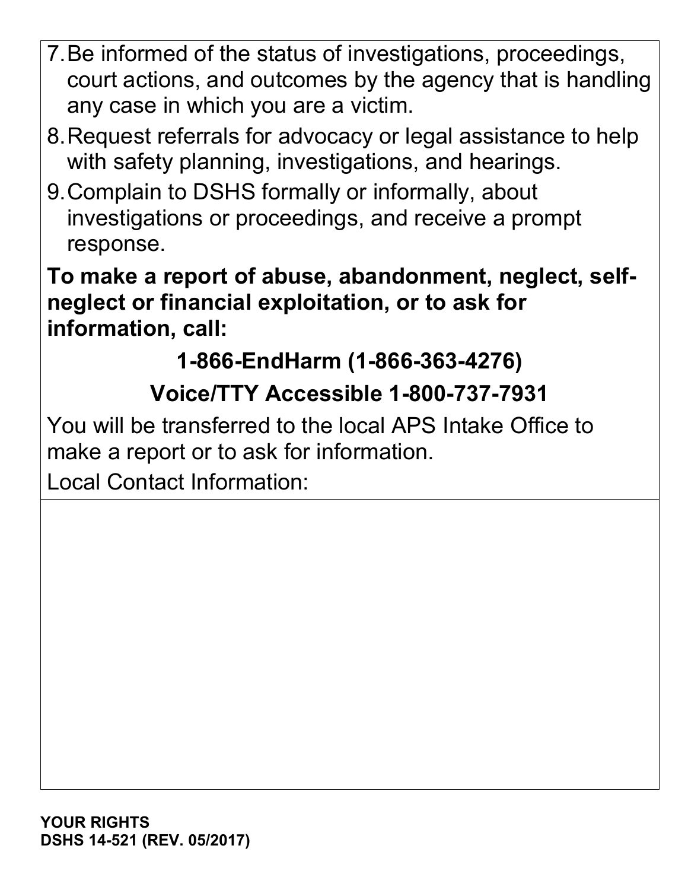7. Be informed of the status of investigations, proceedings, court actions, and outcomes by the agency that is handling any case in which you are a victim.
8. Request referrals for advocacy or legal assistance to help with safety planning, investigations, and hearings.
9. Complain to DSHS formally or informally, about investigations or proceedings, and receive a prompt response.

**To make a report of abuse, abandonment, neglect, self-neglect or financial exploitation, or to ask for information, call:**

**1-866-EndHarm (1-866-363-4276)**

**Voice/TTY Accessible 1-800-737-7931**

You will be transferred to the local APS Intake Office to make a report or to ask for information.

Local Contact Information:

**YOUR RIGHTS**
**DSHS 14-521 (REV. 05/2017)**